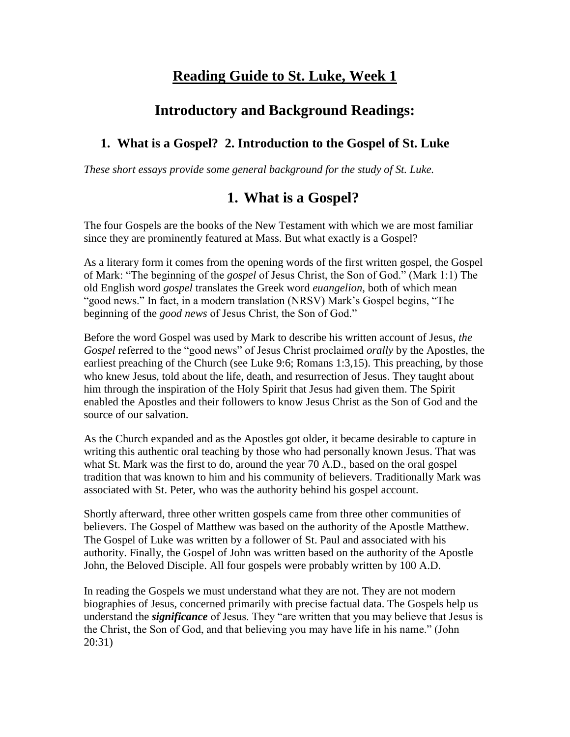# Reading Guide to St. Luke, Week 1

## Introductory and Background Readings:

### 1. What is a Gospel? 2. Introduction to the Gospel of St. Luke

*These short essays provide some general background for the study of St. Luke.*

## 1. What is a Gospel?

The four Gospels are the books of the New Testament with which we are most familiar since they are prominently featured at Mass. But what exactly is a Gospel?

As a literary form it comes from the opening words of the first written gospel, the Gospel of Mark: "The beginning of the *gospel* of Jesus Christ, the Son of God." (Mark 1:1) The old English word *gospel* translates the Greek word *euangelion*, both of which mean "good news." In fact, in a modern translation (NRSV) Mark's Gospel begins, "The beginning of the *good news* of Jesus Christ, the Son of God."

Before the word Gospel was used by Mark to describe his written account of Jesus, *the Gospel* referred to the "good news" of Jesus Christ proclaimed *orally* by the Apostles, the earliest preaching of the Church (see Luke 9:6; Romans 1:3,15). This preaching, by those who knew Jesus, told about the life, death, and resurrection of Jesus. They taught about him through the inspiration of the Holy Spirit that Jesus had given them. The Spirit enabled the Apostles and their followers to know Jesus Christ as the Son of God and the source of our salvation.

As the Church expanded and as the Apostles got older, it became desirable to capture in writing this authentic oral teaching by those who had personally known Jesus. That was what St. Mark was the first to do, around the year 70 A.D., based on the oral gospel tradition that was known to him and his community of believers. Traditionally Mark was associated with St. Peter, who was the authority behind his gospel account.

Shortly afterward, three other written gospels came from three other communities of believers. The Gospel of Matthew was based on the authority of the Apostle Matthew. The Gospel of Luke was written by a follower of St. Paul and associated with his authority. Finally, the Gospel of John was written based on the authority of the Apostle John, the Beloved Disciple. All four gospels were probably written by 100 A.D.

In reading the Gospels we must understand what they are not. They are not modern biographies of Jesus, concerned primarily with precise factual data. The Gospels help us understand the ***significance*** of Jesus. They "are written that you may believe that Jesus is the Christ, the Son of God, and that believing you may have life in his name." (John 20:31)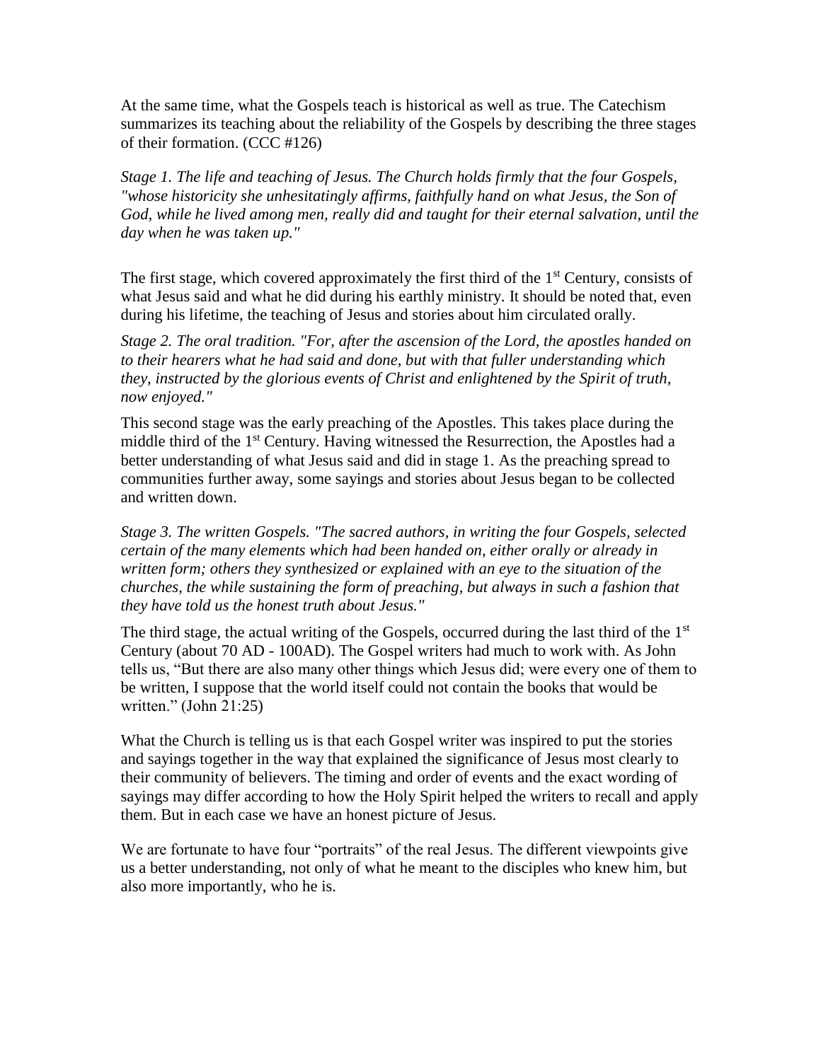At the same time, what the Gospels teach is historical as well as true. The Catechism summarizes its teaching about the reliability of the Gospels by describing the three stages of their formation. (CCC #126)

*Stage 1. The life and teaching of Jesus. The Church holds firmly that the four Gospels, "whose historicity she unhesitatingly affirms, faithfully hand on what Jesus, the Son of God, while he lived among men, really did and taught for their eternal salvation, until the day when he was taken up."*

The first stage, which covered approximately the first third of the 1st Century, consists of what Jesus said and what he did during his earthly ministry. It should be noted that, even during his lifetime, the teaching of Jesus and stories about him circulated orally.

*Stage 2. The oral tradition. "For, after the ascension of the Lord, the apostles handed on to their hearers what he had said and done, but with that fuller understanding which they, instructed by the glorious events of Christ and enlightened by the Spirit of truth, now enjoyed."*

This second stage was the early preaching of the Apostles. This takes place during the middle third of the 1st Century. Having witnessed the Resurrection, the Apostles had a better understanding of what Jesus said and did in stage 1. As the preaching spread to communities further away, some sayings and stories about Jesus began to be collected and written down.

*Stage 3. The written Gospels. "The sacred authors, in writing the four Gospels, selected certain of the many elements which had been handed on, either orally or already in written form; others they synthesized or explained with an eye to the situation of the churches, the while sustaining the form of preaching, but always in such a fashion that they have told us the honest truth about Jesus."*

The third stage, the actual writing of the Gospels, occurred during the last third of the 1st Century (about 70 AD - 100AD). The Gospel writers had much to work with. As John tells us, "But there are also many other things which Jesus did; were every one of them to be written, I suppose that the world itself could not contain the books that would be written." (John 21:25)

What the Church is telling us is that each Gospel writer was inspired to put the stories and sayings together in the way that explained the significance of Jesus most clearly to their community of believers. The timing and order of events and the exact wording of sayings may differ according to how the Holy Spirit helped the writers to recall and apply them. But in each case we have an honest picture of Jesus.

We are fortunate to have four "portraits" of the real Jesus. The different viewpoints give us a better understanding, not only of what he meant to the disciples who knew him, but also more importantly, who he is.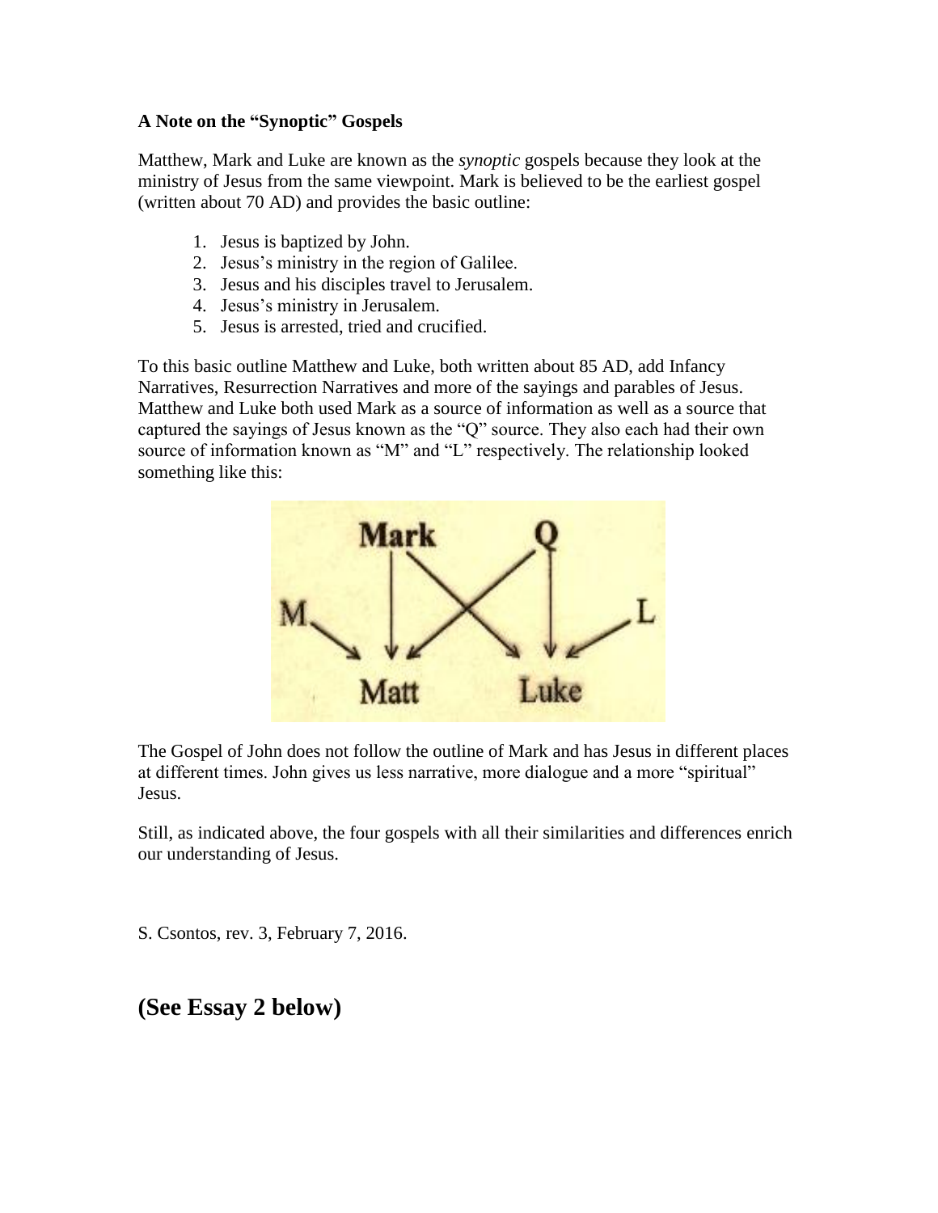**A Note on the "Synoptic" Gospels**

Matthew, Mark and Luke are known as the *synoptic* gospels because they look at the ministry of Jesus from the same viewpoint. Mark is believed to be the earliest gospel (written about 70 AD) and provides the basic outline:

1. Jesus is baptized by John.
2. Jesus's ministry in the region of Galilee.
3. Jesus and his disciples travel to Jerusalem.
4. Jesus's ministry in Jerusalem.
5. Jesus is arrested, tried and crucified.

To this basic outline Matthew and Luke, both written about 85 AD, add Infancy Narratives, Resurrection Narratives and more of the sayings and parables of Jesus. Matthew and Luke both used Mark as a source of information as well as a source that captured the sayings of Jesus known as the "Q" source. They also each had their own source of information known as "M" and "L" respectively. The relationship looked something like this:

Mark Q

M L

Matt Luke

The Gospel of John does not follow the outline of Mark and has Jesus in different places at different times. John gives us less narrative, more dialogue and a more "spiritual" Jesus.

Still, as indicated above, the four gospels with all their similarities and differences enrich our understanding of Jesus.

S. Csontos, rev. 3, February 7, 2016.

## (See Essay 2 below)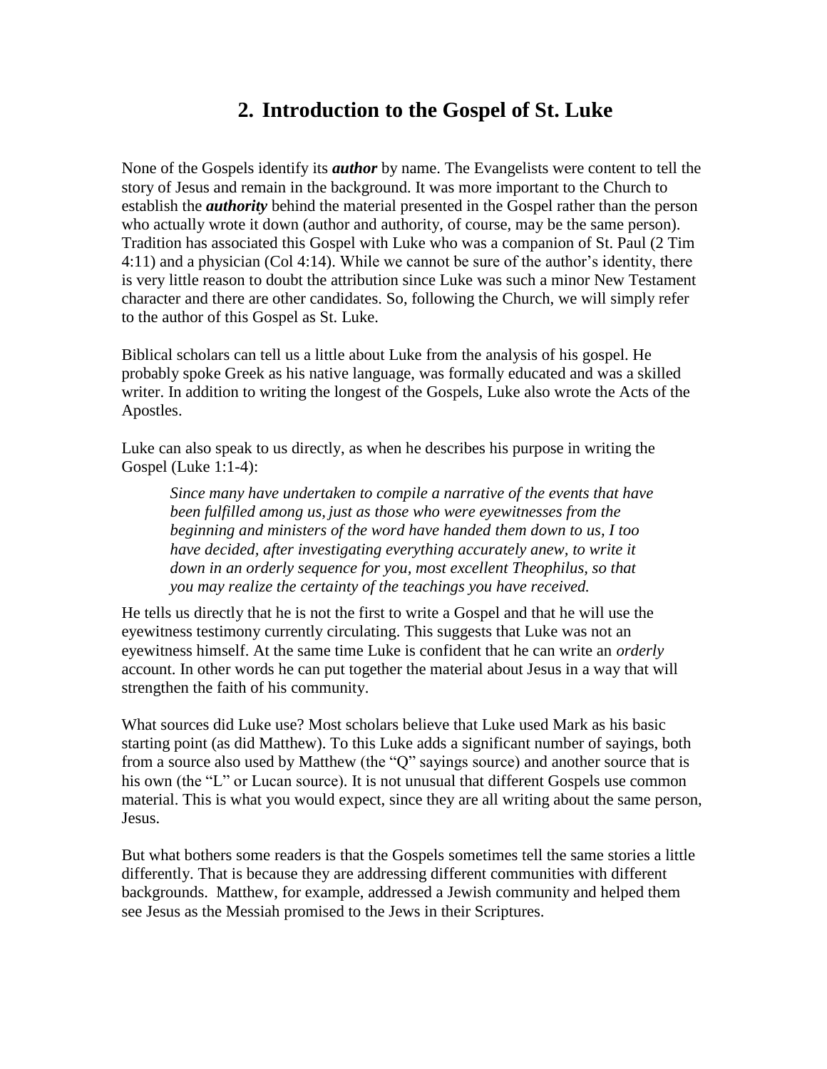## 2. Introduction to the Gospel of St. Luke

None of the Gospels identify its ***author*** by name. The Evangelists were content to tell the story of Jesus and remain in the background. It was more important to the Church to establish the ***authority*** behind the material presented in the Gospel rather than the person who actually wrote it down (author and authority, of course, may be the same person). Tradition has associated this Gospel with Luke who was a companion of St. Paul (2 Tim 4:11) and a physician (Col 4:14). While we cannot be sure of the author's identity, there is very little reason to doubt the attribution since Luke was such a minor New Testament character and there are other candidates. So, following the Church, we will simply refer to the author of this Gospel as St. Luke.

Biblical scholars can tell us a little about Luke from the analysis of his gospel. He probably spoke Greek as his native language, was formally educated and was a skilled writer. In addition to writing the longest of the Gospels, Luke also wrote the Acts of the Apostles.

Luke can also speak to us directly, as when he describes his purpose in writing the Gospel (Luke 1:1-4):

> *Since many have undertaken to compile a narrative of the events that have been fulfilled among us, just as those who were eyewitnesses from the beginning and ministers of the word have handed them down to us, I too have decided, after investigating everything accurately anew, to write it down in an orderly sequence for you, most excellent Theophilus, so that you may realize the certainty of the teachings you have received.*

He tells us directly that he is not the first to write a Gospel and that he will use the eyewitness testimony currently circulating. This suggests that Luke was not an eyewitness himself. At the same time Luke is confident that he can write an *orderly* account. In other words he can put together the material about Jesus in a way that will strengthen the faith of his community.

What sources did Luke use? Most scholars believe that Luke used Mark as his basic starting point (as did Matthew). To this Luke adds a significant number of sayings, both from a source also used by Matthew (the "Q" sayings source) and another source that is his own (the "L" or Lucan source). It is not unusual that different Gospels use common material. This is what you would expect, since they are all writing about the same person, Jesus.

But what bothers some readers is that the Gospels sometimes tell the same stories a little differently. That is because they are addressing different communities with different backgrounds. Matthew, for example, addressed a Jewish community and helped them see Jesus as the Messiah promised to the Jews in their Scriptures.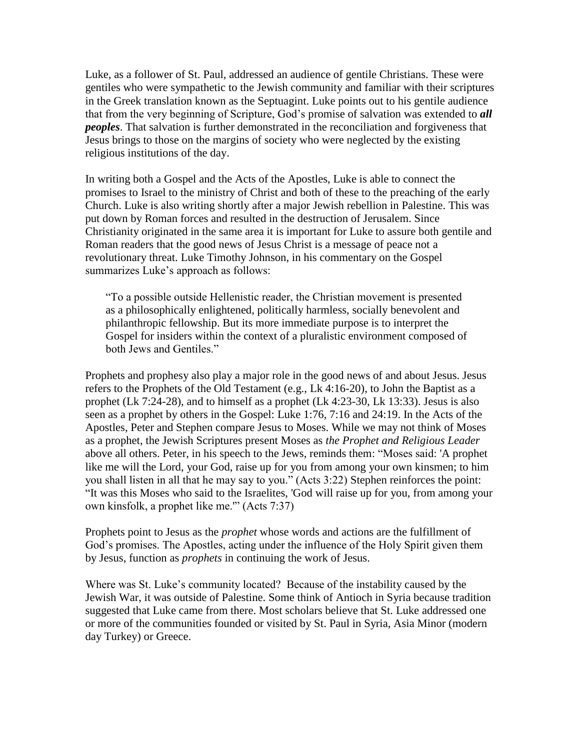Luke, as a follower of St. Paul, addressed an audience of gentile Christians. These were gentiles who were sympathetic to the Jewish community and familiar with their scriptures in the Greek translation known as the Septuagint. Luke points out to his gentile audience that from the very beginning of Scripture, God's promise of salvation was extended to ***all peoples***. That salvation is further demonstrated in the reconciliation and forgiveness that Jesus brings to those on the margins of society who were neglected by the existing religious institutions of the day.

In writing both a Gospel and the Acts of the Apostles, Luke is able to connect the promises to Israel to the ministry of Christ and both of these to the preaching of the early Church. Luke is also writing shortly after a major Jewish rebellion in Palestine. This was put down by Roman forces and resulted in the destruction of Jerusalem. Since Christianity originated in the same area it is important for Luke to assure both gentile and Roman readers that the good news of Jesus Christ is a message of peace not a revolutionary threat. Luke Timothy Johnson, in his commentary on the Gospel summarizes Luke's approach as follows:

> "To a possible outside Hellenistic reader, the Christian movement is presented as a philosophically enlightened, politically harmless, socially benevolent and philanthropic fellowship. But its more immediate purpose is to interpret the Gospel for insiders within the context of a pluralistic environment composed of both Jews and Gentiles."

Prophets and prophesy also play a major role in the good news of and about Jesus. Jesus refers to the Prophets of the Old Testament (e.g., Lk 4:16-20), to John the Baptist as a prophet (Lk 7:24-28), and to himself as a prophet (Lk 4:23-30, Lk 13:33). Jesus is also seen as a prophet by others in the Gospel: Luke 1:76, 7:16 and 24:19. In the Acts of the Apostles, Peter and Stephen compare Jesus to Moses. While we may not think of Moses as a prophet, the Jewish Scriptures present Moses as *the Prophet and Religious Leader* above all others. Peter, in his speech to the Jews, reminds them: "Moses said: 'A prophet like me will the Lord, your God, raise up for you from among your own kinsmen; to him you shall listen in all that he may say to you." (Acts 3:22) Stephen reinforces the point: "It was this Moses who said to the Israelites, 'God will raise up for you, from among your own kinsfolk, a prophet like me.'" (Acts 7:37)

Prophets point to Jesus as the *prophet* whose words and actions are the fulfillment of God's promises. The Apostles, acting under the influence of the Holy Spirit given them by Jesus, function as *prophets* in continuing the work of Jesus.

Where was St. Luke's community located? Because of the instability caused by the Jewish War, it was outside of Palestine. Some think of Antioch in Syria because tradition suggested that Luke came from there. Most scholars believe that St. Luke addressed one or more of the communities founded or visited by St. Paul in Syria, Asia Minor (modern day Turkey) or Greece.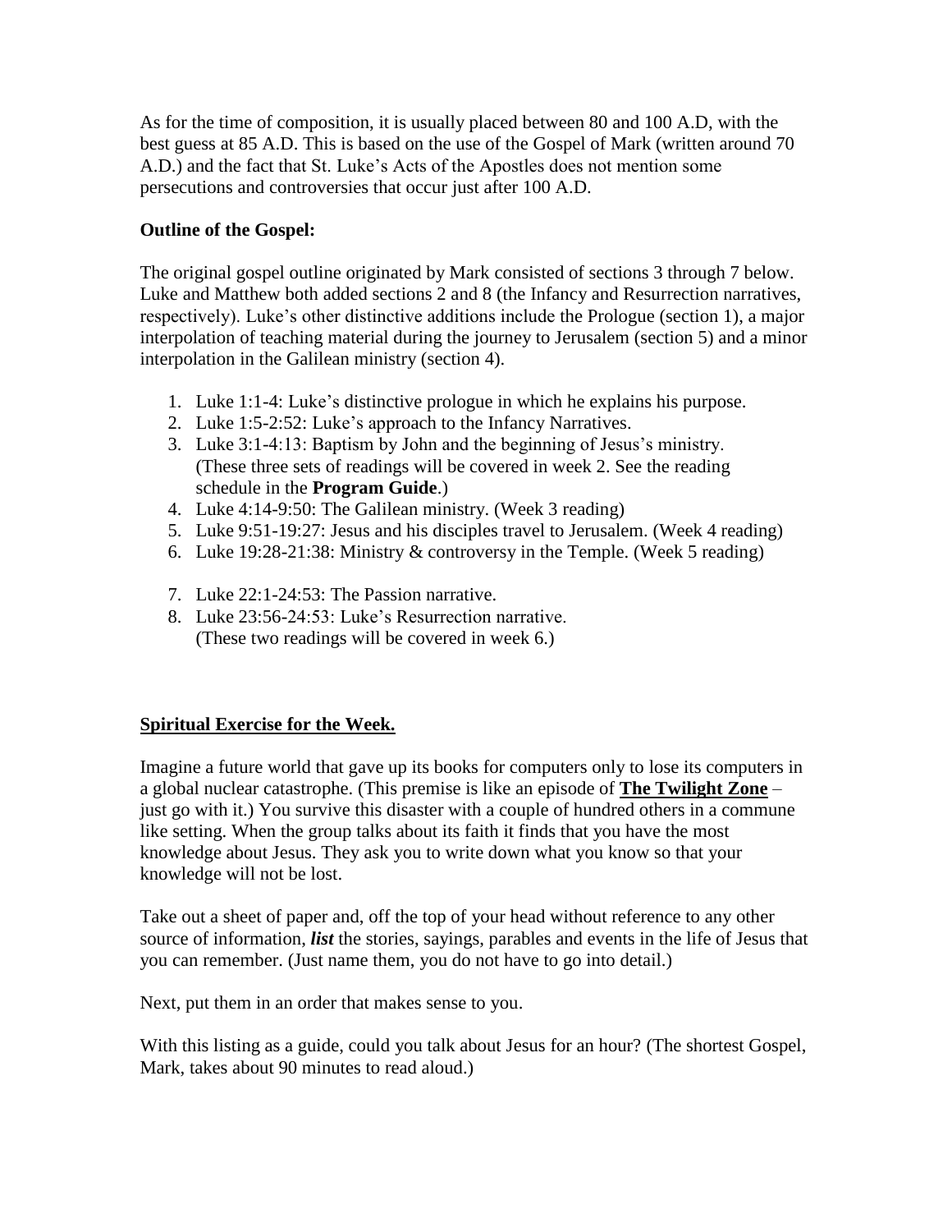As for the time of composition, it is usually placed between 80 and 100 A.D, with the best guess at 85 A.D. This is based on the use of the Gospel of Mark (written around 70 A.D.) and the fact that St. Luke's Acts of the Apostles does not mention some persecutions and controversies that occur just after 100 A.D.

**Outline of the Gospel:**

The original gospel outline originated by Mark consisted of sections 3 through 7 below. Luke and Matthew both added sections 2 and 8 (the Infancy and Resurrection narratives, respectively). Luke's other distinctive additions include the Prologue (section 1), a major interpolation of teaching material during the journey to Jerusalem (section 5) and a minor interpolation in the Galilean ministry (section 4).

1. Luke 1:1-4: Luke's distinctive prologue in which he explains his purpose.
2. Luke 1:5-2:52: Luke's approach to the Infancy Narratives.
3. Luke 3:1-4:13: Baptism by John and the beginning of Jesus's ministry. (These three sets of readings will be covered in week 2. See the reading schedule in the **Program Guide**.)
4. Luke 4:14-9:50: The Galilean ministry. (Week 3 reading)
5. Luke 9:51-19:27: Jesus and his disciples travel to Jerusalem. (Week 4 reading)
6. Luke 19:28-21:38: Ministry & controversy in the Temple. (Week 5 reading)
7. Luke 22:1-24:53: The Passion narrative.
8. Luke 23:56-24:53: Luke's Resurrection narrative. (These two readings will be covered in week 6.)

## Spiritual Exercise for the Week.

Imagine a future world that gave up its books for computers only to lose its computers in a global nuclear catastrophe. (This premise is like an episode of **The Twilight Zone** – just go with it.) You survive this disaster with a couple of hundred others in a commune like setting. When the group talks about its faith it finds that you have the most knowledge about Jesus. They ask you to write down what you know so that your knowledge will not be lost.

Take out a sheet of paper and, off the top of your head without reference to any other source of information, ***list*** the stories, sayings, parables and events in the life of Jesus that you can remember. (Just name them, you do not have to go into detail.)

Next, put them in an order that makes sense to you.

With this listing as a guide, could you talk about Jesus for an hour? (The shortest Gospel, Mark, takes about 90 minutes to read aloud.)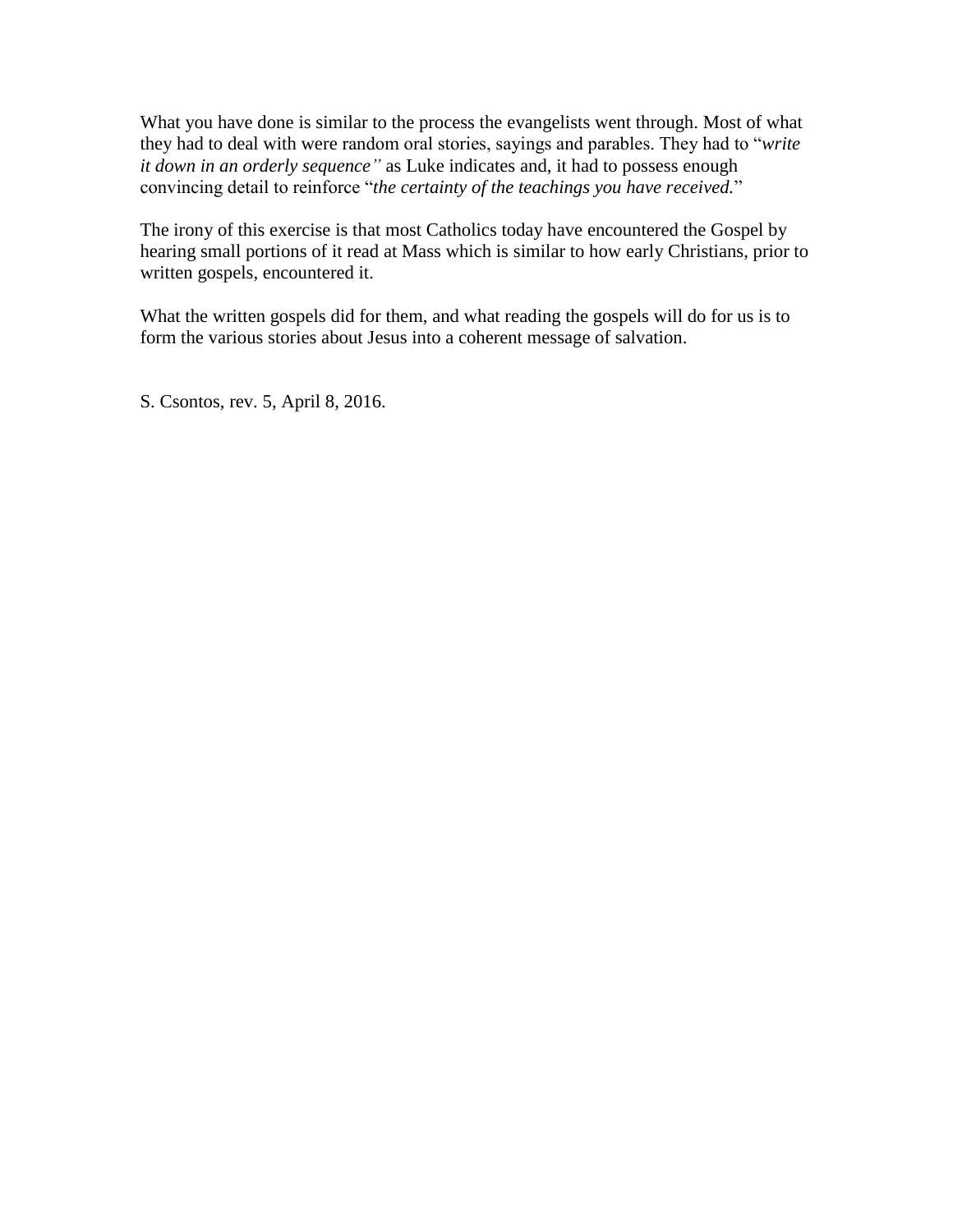What you have done is similar to the process the evangelists went through. Most of what they had to deal with were random oral stories, sayings and parables. They had to "*write it down in an orderly sequence"* as Luke indicates and, it had to possess enough convincing detail to reinforce "*the certainty of the teachings you have received.*"

The irony of this exercise is that most Catholics today have encountered the Gospel by hearing small portions of it read at Mass which is similar to how early Christians, prior to written gospels, encountered it.

What the written gospels did for them, and what reading the gospels will do for us is to form the various stories about Jesus into a coherent message of salvation.

S. Csontos, rev. 5, April 8, 2016.